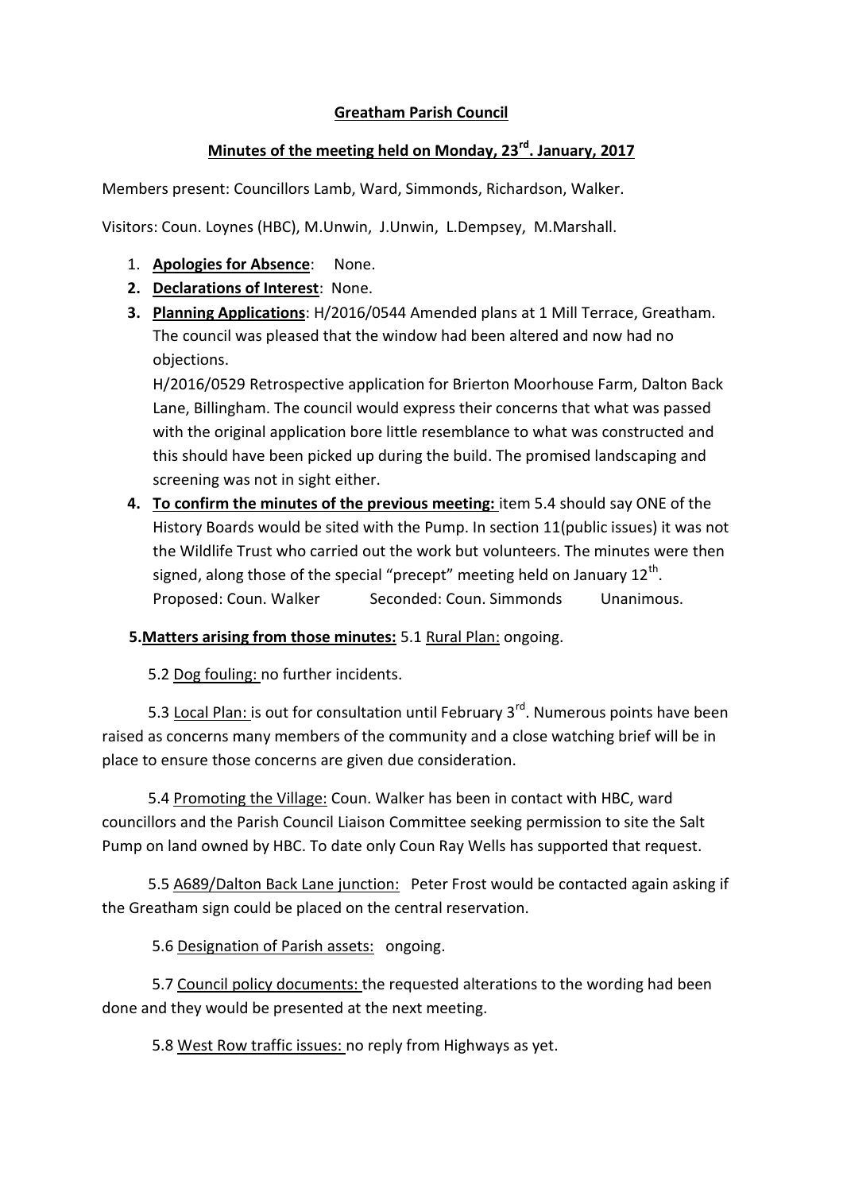**Greatham Parish Council**

**Minutes of the meeting held on Monday, 23rd. January, 2017**

Members present: Councillors Lamb, Ward, Simmonds, Richardson, Walker.

Visitors: Coun. Loynes (HBC), M.Unwin, J.Unwin, L.Dempsey, M.Marshall.

1. **Apologies for Absence**: None.
2. **Declarations of Interest**: None.
3. **Planning Applications**: H/2016/0544 Amended plans at 1 Mill Terrace, Greatham. The council was pleased that the window had been altered and now had no objections.
   H/2016/0529 Retrospective application for Brierton Moorhouse Farm, Dalton Back Lane, Billingham. The council would express their concerns that what was passed with the original application bore little resemblance to what was constructed and this should have been picked up during the build. The promised landscaping and screening was not in sight either.
4. **To confirm the minutes of the previous meeting:** item 5.4 should say ONE of the History Boards would be sited with the Pump. In section 11(public issues) it was not the Wildlife Trust who carried out the work but volunteers. The minutes were then signed, along those of the special "precept" meeting held on January 12th.
   Proposed: Coun. Walker Seconded: Coun. Simmonds Unanimous.

**5. Matters arising from those minutes:** 5.1 Rural Plan: ongoing.

5.2 Dog fouling: no further incidents.

5.3 Local Plan: is out for consultation until February 3rd. Numerous points have been raised as concerns many members of the community and a close watching brief will be in place to ensure those concerns are given due consideration.

5.4 Promoting the Village: Coun. Walker has been in contact with HBC, ward councillors and the Parish Council Liaison Committee seeking permission to site the Salt Pump on land owned by HBC. To date only Coun Ray Wells has supported that request.

5.5 A689/Dalton Back Lane junction: Peter Frost would be contacted again asking if the Greatham sign could be placed on the central reservation.

5.6 Designation of Parish assets: ongoing.

5.7 Council policy documents: the requested alterations to the wording had been done and they would be presented at the next meeting.

5.8 West Row traffic issues: no reply from Highways as yet.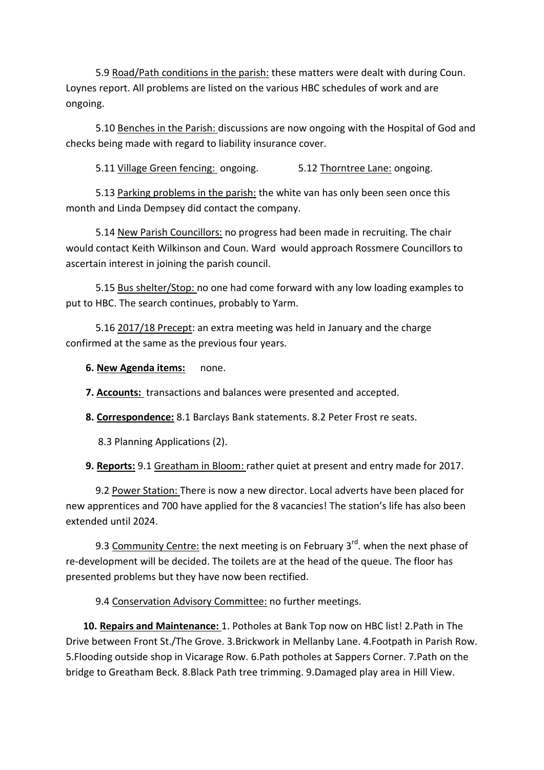5.9 Road/Path conditions in the parish: these matters were dealt with during Coun. Loynes report. All problems are listed on the various HBC schedules of work and are ongoing.

5.10 Benches in the Parish: discussions are now ongoing with the Hospital of God and checks being made with regard to liability insurance cover.

5.11 Village Green fencing: ongoing. 5.12 Thorntree Lane: ongoing.

5.13 Parking problems in the parish: the white van has only been seen once this month and Linda Dempsey did contact the company.

5.14 New Parish Councillors: no progress had been made in recruiting. The chair would contact Keith Wilkinson and Coun. Ward would approach Rossmere Councillors to ascertain interest in joining the parish council.

5.15 Bus shelter/Stop: no one had come forward with any low loading examples to put to HBC. The search continues, probably to Yarm.

5.16 2017/18 Precept: an extra meeting was held in January and the charge confirmed at the same as the previous four years.

**6. New Agenda items:** none.

**7. Accounts:** transactions and balances were presented and accepted.

**8. Correspondence:** 8.1 Barclays Bank statements. 8.2 Peter Frost re seats.

8.3 Planning Applications (2).

**9. Reports:** 9.1 Greatham in Bloom: rather quiet at present and entry made for 2017.

9.2 Power Station: There is now a new director. Local adverts have been placed for new apprentices and 700 have applied for the 8 vacancies! The station's life has also been extended until 2024.

9.3 Community Centre: the next meeting is on February 3rd. when the next phase of re-development will be decided. The toilets are at the head of the queue. The floor has presented problems but they have now been rectified.

9.4 Conservation Advisory Committee: no further meetings.

**10. Repairs and Maintenance:** 1. Potholes at Bank Top now on HBC list! 2.Path in The Drive between Front St./The Grove. 3.Brickwork in Mellanby Lane. 4.Footpath in Parish Row. 5.Flooding outside shop in Vicarage Row. 6.Path potholes at Sappers Corner. 7.Path on the bridge to Greatham Beck. 8.Black Path tree trimming. 9.Damaged play area in Hill View.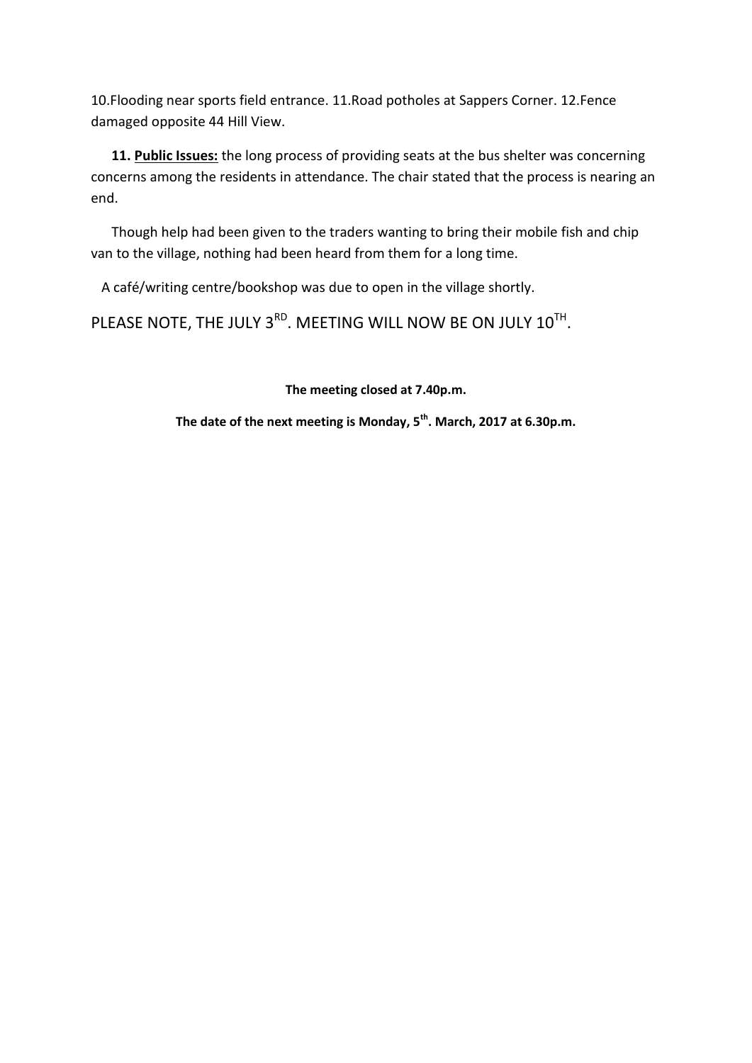10.Flooding near sports field entrance. 11.Road potholes at Sappers Corner. 12.Fence damaged opposite 44 Hill View.

**11. <u>Public Issues:</u>** the long process of providing seats at the bus shelter was concerning concerns among the residents in attendance. The chair stated that the process is nearing an end.

Though help had been given to the traders wanting to bring their mobile fish and chip van to the village, nothing had been heard from them for a long time.

A café/writing centre/bookshop was due to open in the village shortly.

PLEASE NOTE, THE JULY 3RD. MEETING WILL NOW BE ON JULY 10TH.

**The meeting closed at 7.40p.m.**

**The date of the next meeting is Monday, 5th. March, 2017 at 6.30p.m.**